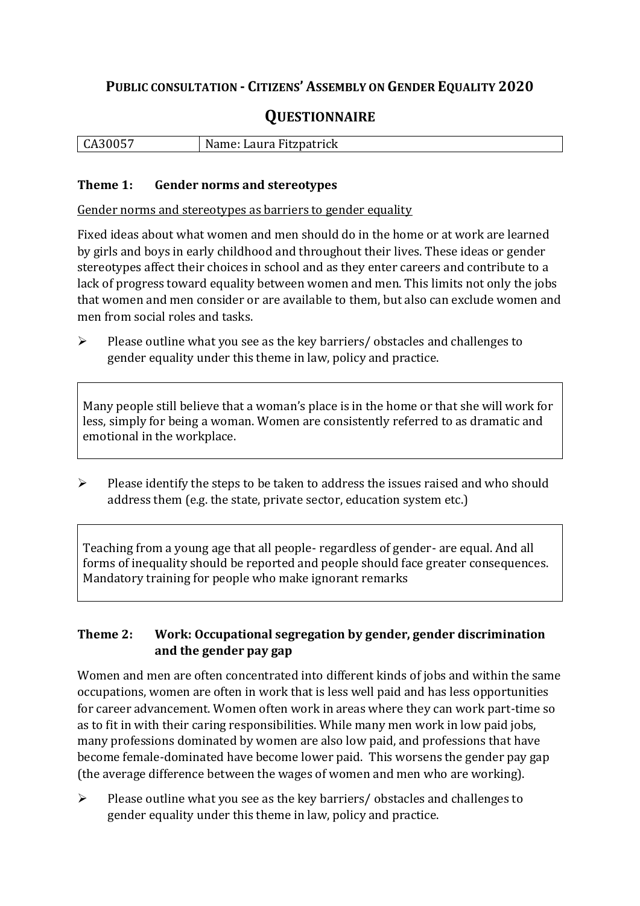# PUBLIC CONSULTATION - CITIZENS' ASSEMBLY ON GENDER EQUALITY 2020

## QUESTIONNAIRE

| CA30057 | Name: Laura Fitzpatrick |
|---|---|

### Theme 1: Gender norms and stereotypes

Gender norms and stereotypes as barriers to gender equality

Fixed ideas about what women and men should do in the home or at work are learned by girls and boys in early childhood and throughout their lives. These ideas or gender stereotypes affect their choices in school and as they enter careers and contribute to a lack of progress toward equality between women and men. This limits not only the jobs that women and men consider or are available to them, but also can exclude women and men from social roles and tasks.

➢ Please outline what you see as the key barriers/ obstacles and challenges to gender equality under this theme in law, policy and practice.

Many people still believe that a woman's place is in the home or that she will work for less, simply for being a woman. Women are consistently referred to as dramatic and emotional in the workplace.

➢ Please identify the steps to be taken to address the issues raised and who should address them (e.g. the state, private sector, education system etc.)

Teaching from a young age that all people- regardless of gender- are equal. And all forms of inequality should be reported and people should face greater consequences. Mandatory training for people who make ignorant remarks

### Theme 2: Work: Occupational segregation by gender, gender discrimination and the gender pay gap

Women and men are often concentrated into different kinds of jobs and within the same occupations, women are often in work that is less well paid and has less opportunities for career advancement. Women often work in areas where they can work part-time so as to fit in with their caring responsibilities. While many men work in low paid jobs, many professions dominated by women are also low paid, and professions that have become female-dominated have become lower paid. This worsens the gender pay gap (the average difference between the wages of women and men who are working).

➢ Please outline what you see as the key barriers/ obstacles and challenges to gender equality under this theme in law, policy and practice.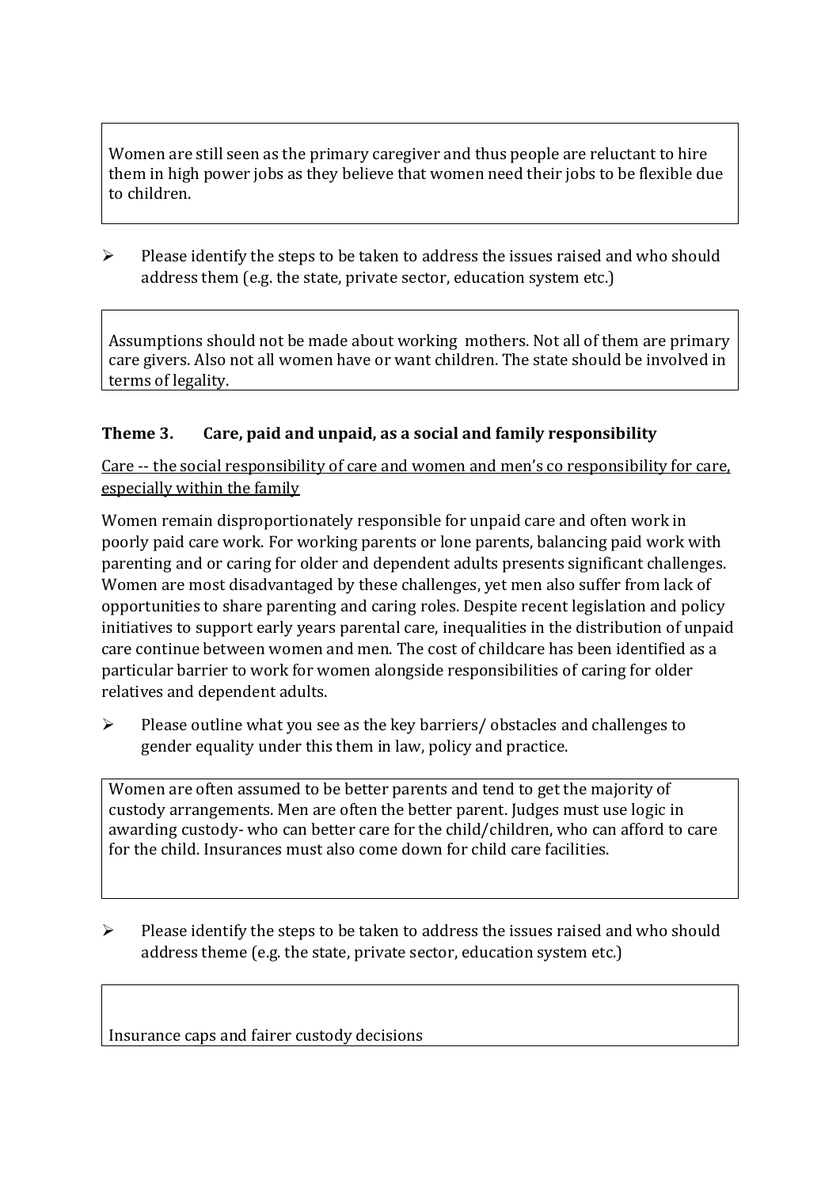Women are still seen as the primary caregiver and thus people are reluctant to hire them in high power jobs as they believe that women need their jobs to be flexible due to children.

- Please identify the steps to be taken to address the issues raised and who should address them (e.g. the state, private sector, education system etc.)

Assumptions should not be made about working  mothers. Not all of them are primary care givers. Also not all women have or want children. The state should be involved in terms of legality.

### Theme 3. Care, paid and unpaid, as a social and family responsibility

<u>Care -- the social responsibility of care and women and men's co responsibility for care, especially within the family</u>

Women remain disproportionately responsible for unpaid care and often work in poorly paid care work. For working parents or lone parents, balancing paid work with parenting and or caring for older and dependent adults presents significant challenges. Women are most disadvantaged by these challenges, yet men also suffer from lack of opportunities to share parenting and caring roles. Despite recent legislation and policy initiatives to support early years parental care, inequalities in the distribution of unpaid care continue between women and men. The cost of childcare has been identified as a particular barrier to work for women alongside responsibilities of caring for older relatives and dependent adults.

- Please outline what you see as the key barriers/ obstacles and challenges to gender equality under this them in law, policy and practice.

Women are often assumed to be better parents and tend to get the majority of custody arrangements. Men are often the better parent. Judges must use logic in awarding custody- who can better care for the child/children, who can afford to care for the child. Insurances must also come down for child care facilities.

- Please identify the steps to be taken to address the issues raised and who should address theme (e.g. the state, private sector, education system etc.)

Insurance caps and fairer custody decisions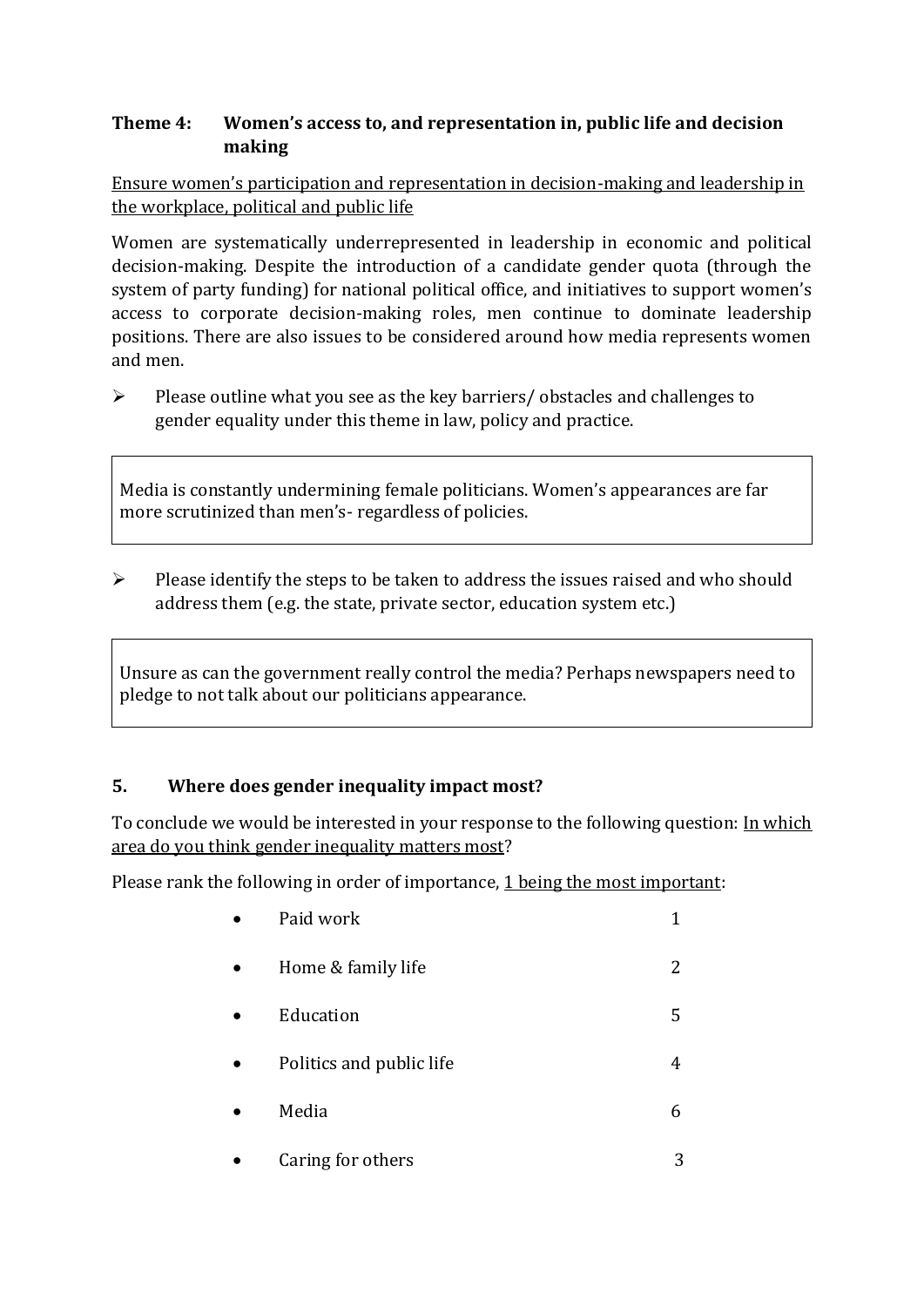### **Theme 4: Women's access to, and representation in, public life and decision making**

Ensure women's participation and representation in decision-making and leadership in the workplace, political and public life

Women are systematically underrepresented in leadership in economic and political decision-making. Despite the introduction of a candidate gender quota (through the system of party funding) for national political office, and initiatives to support women's access to corporate decision-making roles, men continue to dominate leadership positions. There are also issues to be considered around how media represents women and men.

- Please outline what you see as the key barriers/ obstacles and challenges to gender equality under this theme in law, policy and practice.

> Media is constantly undermining female politicians. Women's appearances are far more scrutinized than men's- regardless of policies.

- Please identify the steps to be taken to address the issues raised and who should address them (e.g. the state, private sector, education system etc.)

> Unsure as can the government really control the media? Perhaps newspapers need to pledge to not talk about our politicians appearance.

### **5. Where does gender inequality impact most?**

To conclude we would be interested in your response to the following question: In which area do you think gender inequality matters most?

Please rank the following in order of importance, 1 being the most important:

| | |
|---|---|
| • Paid work | 1 |
| • Home & family life | 2 |
| • Education | 5 |
| • Politics and public life | 4 |
| • Media | 6 |
| • Caring for others | 3 |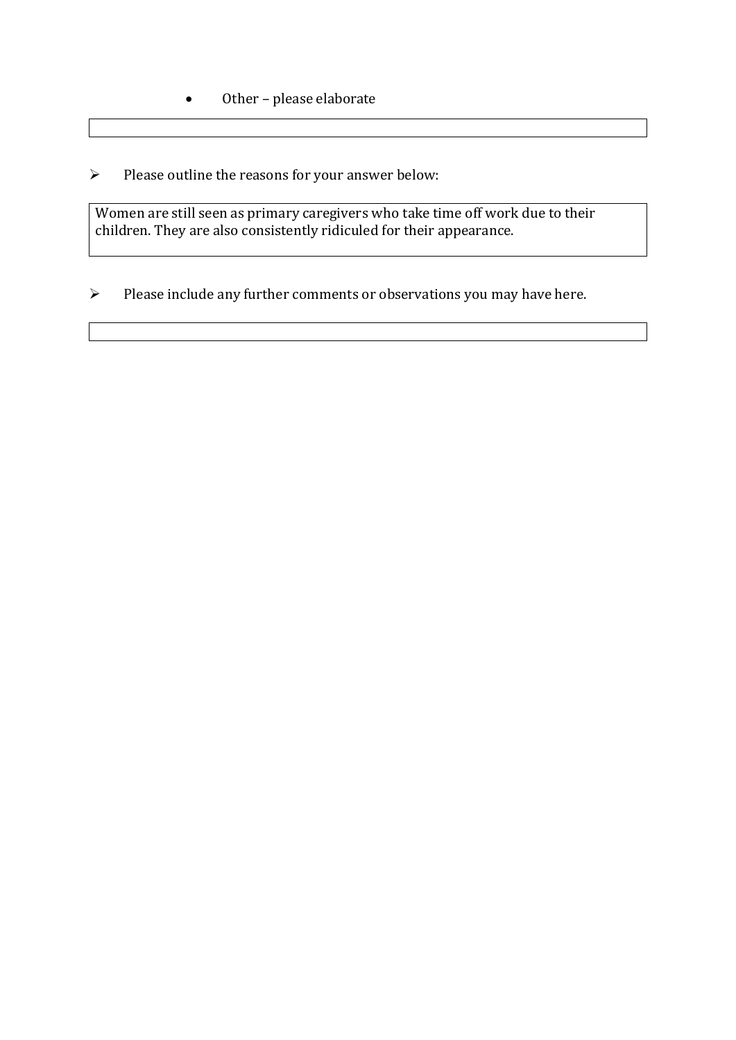- Other – please elaborate

- Please outline the reasons for your answer below:

Women are still seen as primary caregivers who take time off work due to their children. They are also consistently ridiculed for their appearance.

- Please include any further comments or observations you may have here.